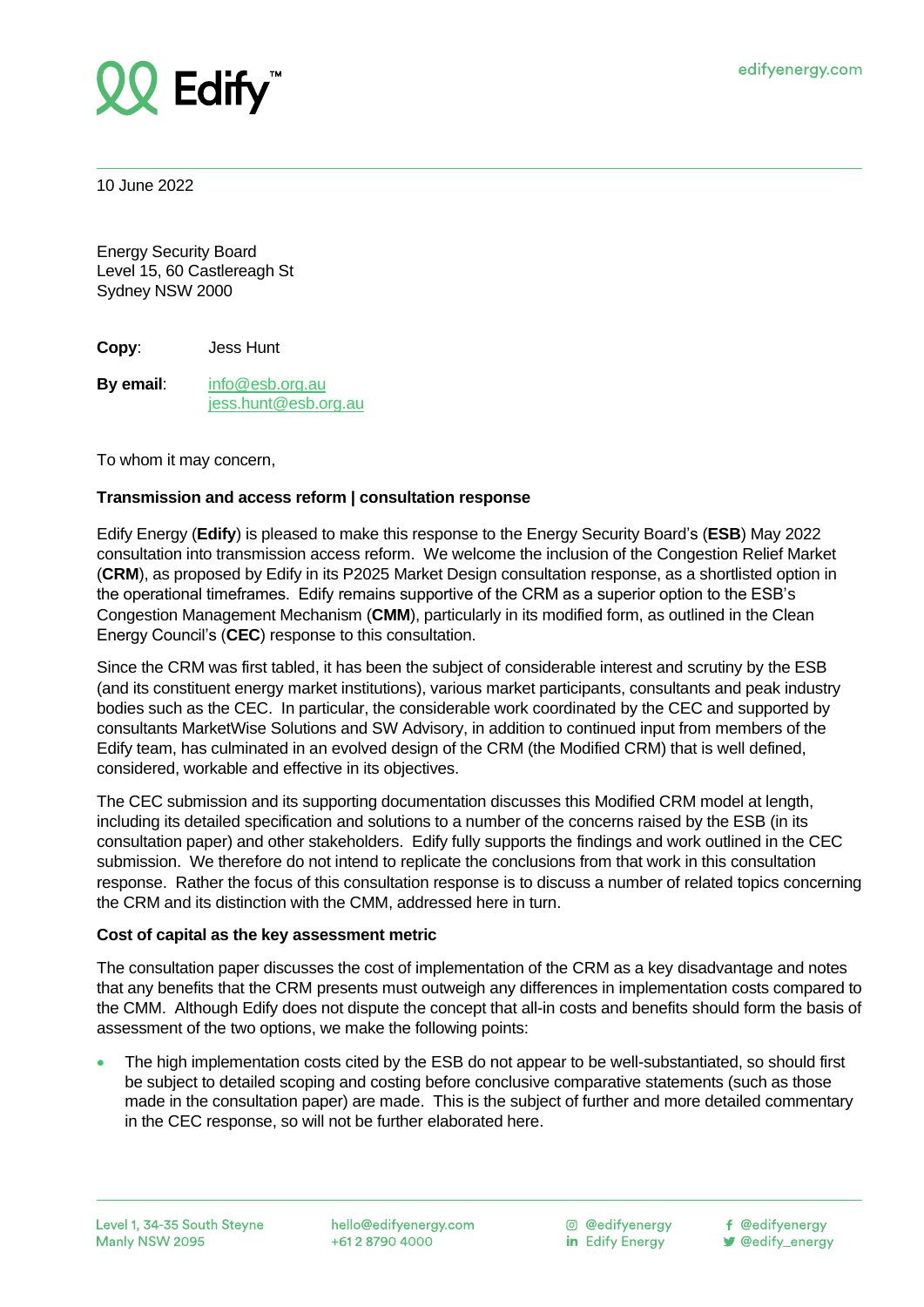10 June 2022

Energy Security Board
Level 15, 60 Castlereagh St
Sydney NSW 2000

**Copy**: Jess Hunt

**By email**: info@esb.org.au
jess.hunt@esb.org.au

To whom it may concern,

**Transmission and access reform | consultation response**

Edify Energy (**Edify**) is pleased to make this response to the Energy Security Board's (**ESB**) May 2022 consultation into transmission access reform. We welcome the inclusion of the Congestion Relief Market (**CRM**), as proposed by Edify in its P2025 Market Design consultation response, as a shortlisted option in the operational timeframes. Edify remains supportive of the CRM as a superior option to the ESB's Congestion Management Mechanism (**CMM**), particularly in its modified form, as outlined in the Clean Energy Council's (**CEC**) response to this consultation.

Since the CRM was first tabled, it has been the subject of considerable interest and scrutiny by the ESB (and its constituent energy market institutions), various market participants, consultants and peak industry bodies such as the CEC. In particular, the considerable work coordinated by the CEC and supported by consultants MarketWise Solutions and SW Advisory, in addition to continued input from members of the Edify team, has culminated in an evolved design of the CRM (the Modified CRM) that is well defined, considered, workable and effective in its objectives.

The CEC submission and its supporting documentation discusses this Modified CRM model at length, including its detailed specification and solutions to a number of the concerns raised by the ESB (in its consultation paper) and other stakeholders. Edify fully supports the findings and work outlined in the CEC submission. We therefore do not intend to replicate the conclusions from that work in this consultation response. Rather the focus of this consultation response is to discuss a number of related topics concerning the CRM and its distinction with the CMM, addressed here in turn.

**Cost of capital as the key assessment metric**

The consultation paper discusses the cost of implementation of the CRM as a key disadvantage and notes that any benefits that the CRM presents must outweigh any differences in implementation costs compared to the CMM. Although Edify does not dispute the concept that all-in costs and benefits should form the basis of assessment of the two options, we make the following points:

- The high implementation costs cited by the ESB do not appear to be well-substantiated, so should first be subject to detailed scoping and costing before conclusive comparative statements (such as those made in the consultation paper) are made. This is the subject of further and more detailed commentary in the CEC response, so will not be further elaborated here.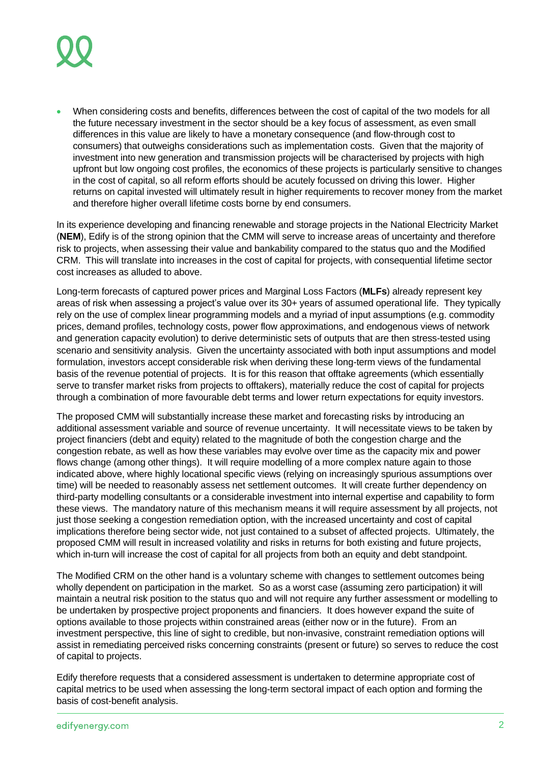- When considering costs and benefits, differences between the cost of capital of the two models for all the future necessary investment in the sector should be a key focus of assessment, as even small differences in this value are likely to have a monetary consequence (and flow-through cost to consumers) that outweighs considerations such as implementation costs. Given that the majority of investment into new generation and transmission projects will be characterised by projects with high upfront but low ongoing cost profiles, the economics of these projects is particularly sensitive to changes in the cost of capital, so all reform efforts should be acutely focussed on driving this lower. Higher returns on capital invested will ultimately result in higher requirements to recover money from the market and therefore higher overall lifetime costs borne by end consumers.

In its experience developing and financing renewable and storage projects in the National Electricity Market (**NEM**), Edify is of the strong opinion that the CMM will serve to increase areas of uncertainty and therefore risk to projects, when assessing their value and bankability compared to the status quo and the Modified CRM. This will translate into increases in the cost of capital for projects, with consequential lifetime sector cost increases as alluded to above.

Long-term forecasts of captured power prices and Marginal Loss Factors (**MLFs**) already represent key areas of risk when assessing a project's value over its 30+ years of assumed operational life. They typically rely on the use of complex linear programming models and a myriad of input assumptions (e.g. commodity prices, demand profiles, technology costs, power flow approximations, and endogenous views of network and generation capacity evolution) to derive deterministic sets of outputs that are then stress-tested using scenario and sensitivity analysis. Given the uncertainty associated with both input assumptions and model formulation, investors accept considerable risk when deriving these long-term views of the fundamental basis of the revenue potential of projects. It is for this reason that offtake agreements (which essentially serve to transfer market risks from projects to offtakers), materially reduce the cost of capital for projects through a combination of more favourable debt terms and lower return expectations for equity investors.

The proposed CMM will substantially increase these market and forecasting risks by introducing an additional assessment variable and source of revenue uncertainty. It will necessitate views to be taken by project financiers (debt and equity) related to the magnitude of both the congestion charge and the congestion rebate, as well as how these variables may evolve over time as the capacity mix and power flows change (among other things). It will require modelling of a more complex nature again to those indicated above, where highly locational specific views (relying on increasingly spurious assumptions over time) will be needed to reasonably assess net settlement outcomes. It will create further dependency on third-party modelling consultants or a considerable investment into internal expertise and capability to form these views. The mandatory nature of this mechanism means it will require assessment by all projects, not just those seeking a congestion remediation option, with the increased uncertainty and cost of capital implications therefore being sector wide, not just contained to a subset of affected projects. Ultimately, the proposed CMM will result in increased volatility and risks in returns for both existing and future projects, which in-turn will increase the cost of capital for all projects from both an equity and debt standpoint.

The Modified CRM on the other hand is a voluntary scheme with changes to settlement outcomes being wholly dependent on participation in the market. So as a worst case (assuming zero participation) it will maintain a neutral risk position to the status quo and will not require any further assessment or modelling to be undertaken by prospective project proponents and financiers. It does however expand the suite of options available to those projects within constrained areas (either now or in the future). From an investment perspective, this line of sight to credible, but non-invasive, constraint remediation options will assist in remediating perceived risks concerning constraints (present or future) so serves to reduce the cost of capital to projects.

Edify therefore requests that a considered assessment is undertaken to determine appropriate cost of capital metrics to be used when assessing the long-term sectoral impact of each option and forming the basis of cost-benefit analysis.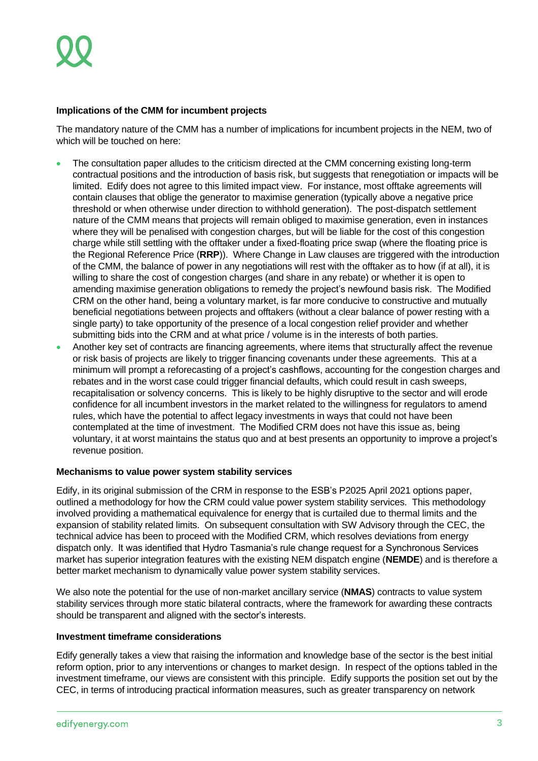**Implications of the CMM for incumbent projects**

The mandatory nature of the CMM has a number of implications for incumbent projects in the NEM, two of which will be touched on here:

- The consultation paper alludes to the criticism directed at the CMM concerning existing long-term contractual positions and the introduction of basis risk, but suggests that renegotiation or impacts will be limited. Edify does not agree to this limited impact view. For instance, most offtake agreements will contain clauses that oblige the generator to maximise generation (typically above a negative price threshold or when otherwise under direction to withhold generation). The post-dispatch settlement nature of the CMM means that projects will remain obliged to maximise generation, even in instances where they will be penalised with congestion charges, but will be liable for the cost of this congestion charge while still settling with the offtaker under a fixed-floating price swap (where the floating price is the Regional Reference Price (**RRP**)). Where Change in Law clauses are triggered with the introduction of the CMM, the balance of power in any negotiations will rest with the offtaker as to how (if at all), it is willing to share the cost of congestion charges (and share in any rebate) or whether it is open to amending maximise generation obligations to remedy the project's newfound basis risk. The Modified CRM on the other hand, being a voluntary market, is far more conducive to constructive and mutually beneficial negotiations between projects and offtakers (without a clear balance of power resting with a single party) to take opportunity of the presence of a local congestion relief provider and whether submitting bids into the CRM and at what price / volume is in the interests of both parties.
- Another key set of contracts are financing agreements, where items that structurally affect the revenue or risk basis of projects are likely to trigger financing covenants under these agreements. This at a minimum will prompt a reforecasting of a project's cashflows, accounting for the congestion charges and rebates and in the worst case could trigger financial defaults, which could result in cash sweeps, recapitalisation or solvency concerns. This is likely to be highly disruptive to the sector and will erode confidence for all incumbent investors in the market related to the willingness for regulators to amend rules, which have the potential to affect legacy investments in ways that could not have been contemplated at the time of investment. The Modified CRM does not have this issue as, being voluntary, it at worst maintains the status quo and at best presents an opportunity to improve a project's revenue position.

**Mechanisms to value power system stability services**

Edify, in its original submission of the CRM in response to the ESB's P2025 April 2021 options paper, outlined a methodology for how the CRM could value power system stability services. This methodology involved providing a mathematical equivalence for energy that is curtailed due to thermal limits and the expansion of stability related limits. On subsequent consultation with SW Advisory through the CEC, the technical advice has been to proceed with the Modified CRM, which resolves deviations from energy dispatch only. It was identified that Hydro Tasmania's rule change request for a Synchronous Services market has superior integration features with the existing NEM dispatch engine (**NEMDE**) and is therefore a better market mechanism to dynamically value power system stability services.

We also note the potential for the use of non-market ancillary service (**NMAS**) contracts to value system stability services through more static bilateral contracts, where the framework for awarding these contracts should be transparent and aligned with the sector's interests.

**Investment timeframe considerations**

Edify generally takes a view that raising the information and knowledge base of the sector is the best initial reform option, prior to any interventions or changes to market design. In respect of the options tabled in the investment timeframe, our views are consistent with this principle. Edify supports the position set out by the CEC, in terms of introducing practical information measures, such as greater transparency on network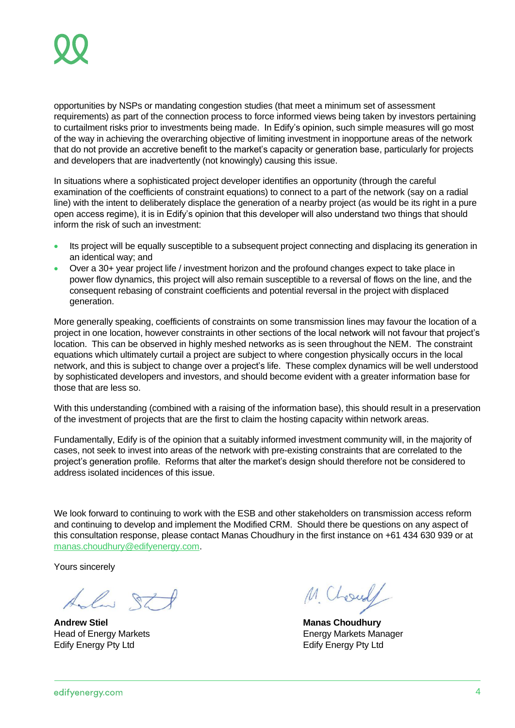opportunities by NSPs or mandating congestion studies (that meet a minimum set of assessment requirements) as part of the connection process to force informed views being taken by investors pertaining to curtailment risks prior to investments being made. In Edify's opinion, such simple measures will go most of the way in achieving the overarching objective of limiting investment in inopportune areas of the network that do not provide an accretive benefit to the market's capacity or generation base, particularly for projects and developers that are inadvertently (not knowingly) causing this issue.

In situations where a sophisticated project developer identifies an opportunity (through the careful examination of the coefficients of constraint equations) to connect to a part of the network (say on a radial line) with the intent to deliberately displace the generation of a nearby project (as would be its right in a pure open access regime), it is in Edify's opinion that this developer will also understand two things that should inform the risk of such an investment:

- Its project will be equally susceptible to a subsequent project connecting and displacing its generation in an identical way; and
- Over a 30+ year project life / investment horizon and the profound changes expect to take place in power flow dynamics, this project will also remain susceptible to a reversal of flows on the line, and the consequent rebasing of constraint coefficients and potential reversal in the project with displaced generation.

More generally speaking, coefficients of constraints on some transmission lines may favour the location of a project in one location, however constraints in other sections of the local network will not favour that project's location. This can be observed in highly meshed networks as is seen throughout the NEM. The constraint equations which ultimately curtail a project are subject to where congestion physically occurs in the local network, and this is subject to change over a project's life. These complex dynamics will be well understood by sophisticated developers and investors, and should become evident with a greater information base for those that are less so.

With this understanding (combined with a raising of the information base), this should result in a preservation of the investment of projects that are the first to claim the hosting capacity within network areas.

Fundamentally, Edify is of the opinion that a suitably informed investment community will, in the majority of cases, not seek to invest into areas of the network with pre-existing constraints that are correlated to the project's generation profile. Reforms that alter the market's design should therefore not be considered to address isolated incidences of this issue.

We look forward to continuing to work with the ESB and other stakeholders on transmission access reform and continuing to develop and implement the Modified CRM. Should there be questions on any aspect of this consultation response, please contact Manas Choudhury in the first instance on +61 434 630 939 or at manas.choudhury@edifyenergy.com.

Yours sincerely

**Andrew Stiel**
Head of Energy Markets
Edify Energy Pty Ltd

**Manas Choudhury**
Energy Markets Manager
Edify Energy Pty Ltd